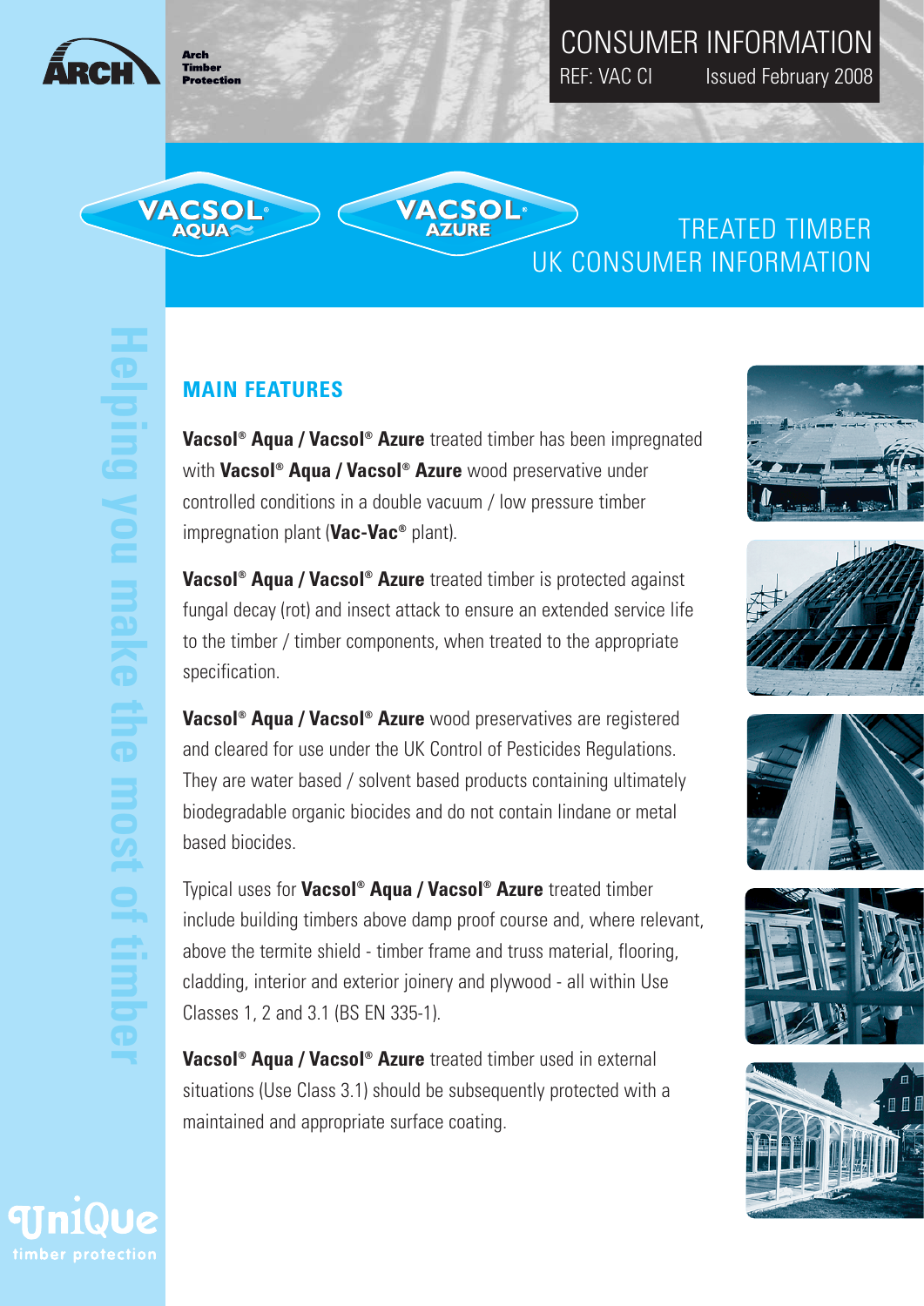Arch Timber Protection

# CONSUMER INFORMATION

REF: VAC CI Issued February 2008

VACSOL® AQUA VACSOL® AZURE

## TREATED TIMBER UK CONSUMER INFORMATION

Helping you make the most of timber

## MAIN FEATURES

**Vacsol® Aqua / Vacsol® Azure** treated timber has been impregnated with **Vacsol® Aqua / Vacsol® Azure** wood preservative under controlled conditions in a double vacuum / low pressure timber impregnation plant (**Vac-Vac®** plant).

**Vacsol® Aqua / Vacsol® Azure** treated timber is protected against fungal decay (rot) and insect attack to ensure an extended service life to the timber / timber components, when treated to the appropriate specification.

**Vacsol® Aqua / Vacsol® Azure** wood preservatives are registered and cleared for use under the UK Control of Pesticides Regulations. They are water based / solvent based products containing ultimately biodegradable organic biocides and do not contain lindane or metal based biocides.

Typical uses for **Vacsol® Aqua / Vacsol® Azure** treated timber include building timbers above damp proof course and, where relevant, above the termite shield - timber frame and truss material, flooring, cladding, interior and exterior joinery and plywood - all within Use Classes 1, 2 and 3.1 (BS EN 335-1).

**Vacsol® Aqua / Vacsol® Azure** treated timber used in external situations (Use Class 3.1) should be subsequently protected with a maintained and appropriate surface coating.

UniQue timber protection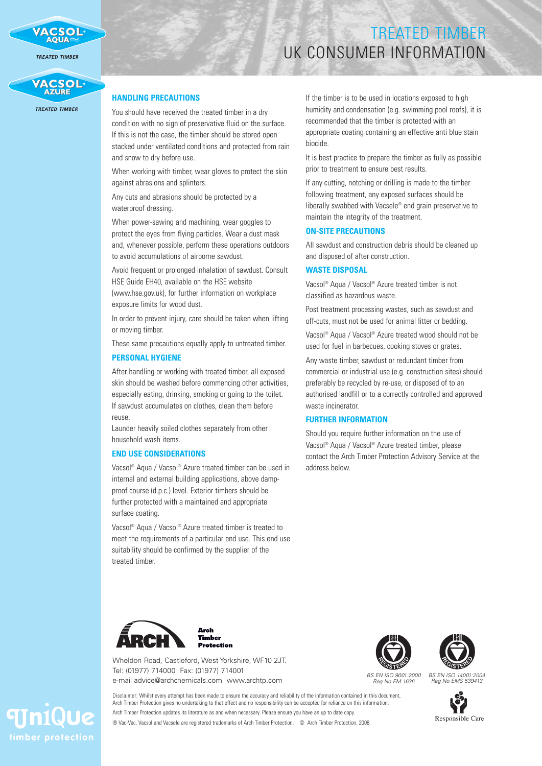VACSOL® AQUA

*TREATED TIMBER*

VACSOL® AZURE

*TREATED TIMBER*

# TREATED TIMBER
# UK CONSUMER INFORMATION

## HANDLING PRECAUTIONS

You should have received the treated timber in a dry condition with no sign of preservative fluid on the surface. If this is not the case, the timber should be stored open stacked under ventilated conditions and protected from rain and snow to dry before use.

When working with timber, wear gloves to protect the skin against abrasions and splinters.

Any cuts and abrasions should be protected by a waterproof dressing.

When power-sawing and machining, wear goggles to protect the eyes from flying particles. Wear a dust mask and, whenever possible, perform these operations outdoors to avoid accumulations of airborne sawdust.

Avoid frequent or prolonged inhalation of sawdust. Consult HSE Guide EH40, available on the HSE website (www.hse.gov.uk), for further information on workplace exposure limits for wood dust.

In order to prevent injury, care should be taken when lifting or moving timber.

These same precautions equally apply to untreated timber.

## PERSONAL HYGIENE

After handling or working with treated timber, all exposed skin should be washed before commencing other activities, especially eating, drinking, smoking or going to the toilet. If sawdust accumulates on clothes, clean them before reuse.

Launder heavily soiled clothes separately from other household wash items.

## END USE CONSIDERATIONS

Vacsol® Aqua / Vacsol® Azure treated timber can be used in internal and external building applications, above damp-proof course (d.p.c.) level. Exterior timbers should be further protected with a maintained and appropriate surface coating.

Vacsol® Aqua / Vacsol® Azure treated timber is treated to meet the requirements of a particular end use. This end use suitability should be confirmed by the supplier of the treated timber.

If the timber is to be used in locations exposed to high humidity and condensation (e.g. swimming pool roofs), it is recommended that the timber is protected with an appropriate coating containing an effective anti blue stain biocide.

It is best practice to prepare the timber as fully as possible prior to treatment to ensure best results.

If any cutting, notching or drilling is made to the timber following treatment, any exposed surfaces should be liberally swabbed with Vacsele® end grain preservative to maintain the integrity of the treatment.

## ON-SITE PRECAUTIONS

All sawdust and construction debris should be cleaned up and disposed of after construction.

## WASTE DISPOSAL

Vacsol® Aqua / Vacsol® Azure treated timber is not classified as hazardous waste.

Post treatment processing wastes, such as sawdust and off-cuts, must not be used for animal litter or bedding.

Vacsol® Aqua / Vacsol® Azure treated wood should not be used for fuel in barbecues, cooking stoves or grates.

Any waste timber, sawdust or redundant timber from commercial or industrial use (e.g. construction sites) should preferably be recycled by re-use, or disposed of to an authorised landfill or to a correctly controlled and approved waste incinerator.

## FURTHER INFORMATION

Should you require further information on the use of Vacsol® Aqua / Vacsol® Azure treated timber, please contact the Arch Timber Protection Advisory Service at the address below.

ARCH Arch Timber Protection

Wheldon Road, Castleford, West Yorkshire, WF10 2JT.
Tel: (01977) 714000 Fax: (01977) 714001
e-mail advice@archchemicals.com www.archtp.com

*BS EN ISO 9001:2000 Reg No FM 1636*

*BS EN ISO 14001:2004 Reg No EMS 539413*

Responsible Care

Disclaimer: Whilst every attempt has been made to ensure the accuracy and reliability of the information contained in this document, Arch Timber Protection gives no undertaking to that effect and no responsibility can be accepted for reliance on this information.

Arch Timber Protection updates its literature as and when necessary. Please ensure you have an up to date copy.

® Vac-Vac, Vacsol and Vacsele are registered trademarks of Arch Timber Protection. © Arch Timber Protection, 2008.

UniQue timber protection